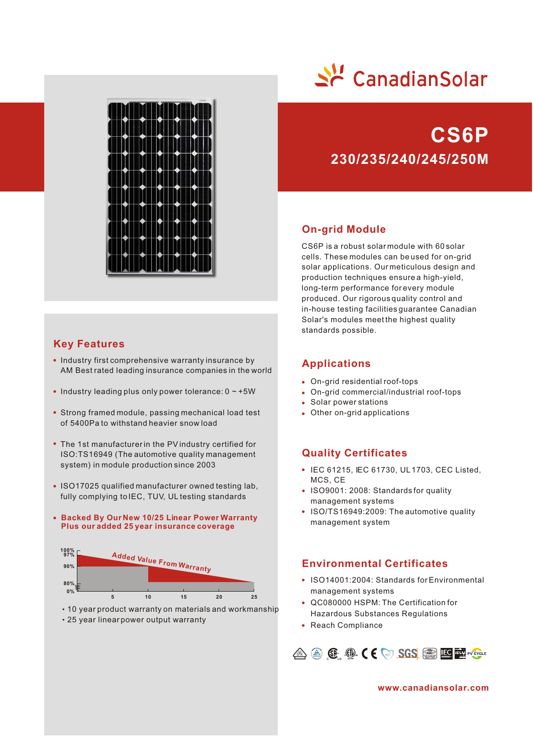# CanadianSolar

# CS6P

## 230/235/240/245/250M

## On-grid Module

CS6P is a robust solar module with 60 solar cells. These modules can be used for on-grid solar applications. Our meticulous design and production techniques ensure a high-yield, long-term performance for every module produced. Our rigorous quality control and in-house testing facilities guarantee Canadian Solar's modules meet the highest quality standards possible.

## Key Features

- Industry first comprehensive warranty insurance by AM Best rated leading insurance companies in the world
- Industry leading plus only power tolerance: 0 ~ +5W
- Strong framed module, passing mechanical load test of 5400Pa to withstand heavier snow load
- The 1st manufacturer in the PV industry certified for ISO:TS16949 (The automotive quality management system) in module production since 2003
- ISO17025 qualified manufacturer owned testing lab, fully complying to IEC, TUV, UL testing standards
- **Backed By Our New 10/25 Linear Power Warranty Plus our added 25 year insurance coverage**

Added Value From Warranty

100%, 97%, 90%, 80%, 0% — 5, 10, 15, 20, 25

- 10 year product warranty on materials and workmanship
- 25 year linear power output warranty

## Applications

- On-grid residential roof-tops
- On-grid commercial/industrial roof-tops
- Solar power stations
- Other on-grid applications

## Quality Certificates

- IEC 61215, IEC 61730, UL1703, CEC Listed, MCS, CE
- ISO9001: 2008: Standards for quality management systems
- ISO/TS16949:2009: The automotive quality management system

## Environmental Certificates

- ISO14001:2004: Standards for Environmental management systems
- QC080000 HSPM: The Certification for Hazardous Substances Regulations
- Reach Compliance

www.canadiansolar.com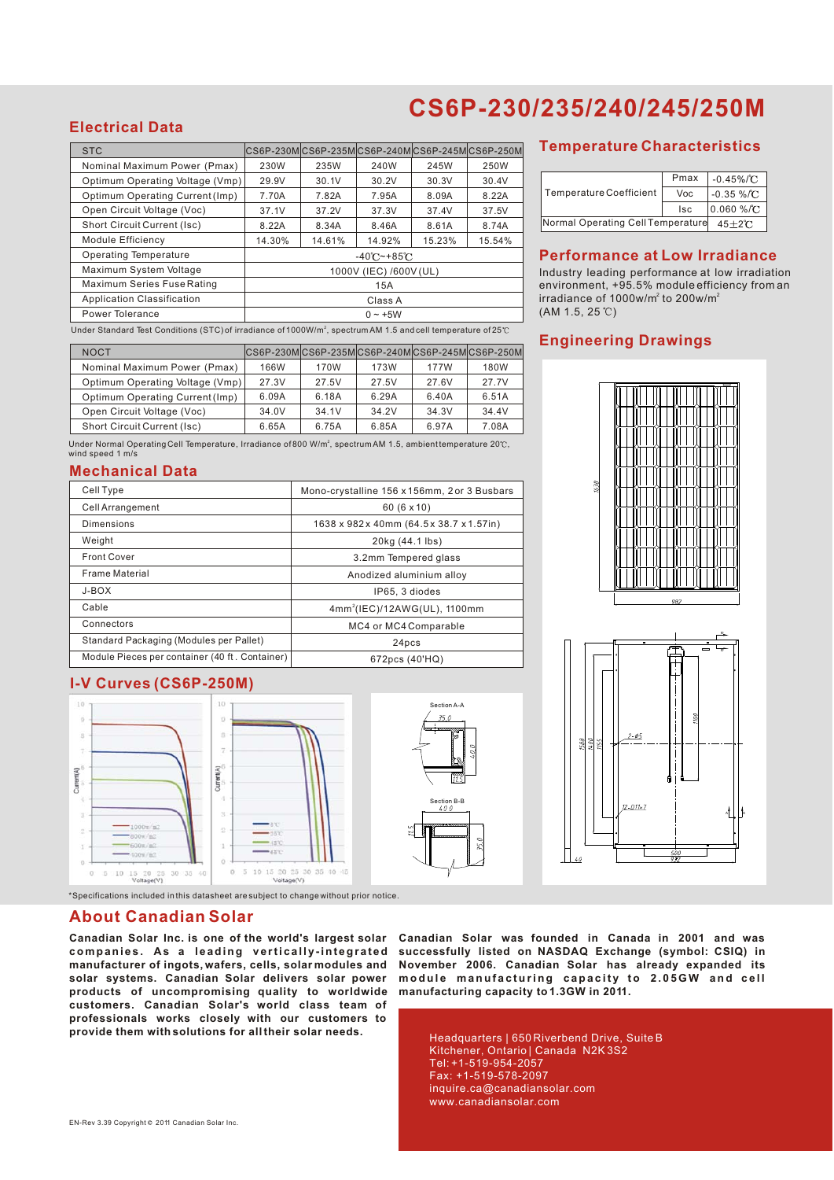# CS6P-230/235/240/245/250M

## Electrical Data

| STC | CS6P-230M | CS6P-235M | CS6P-240M | CS6P-245M | CS6P-250M |
|---|---|---|---|---|---|
| Nominal Maximum Power (Pmax) | 230W | 235W | 240W | 245W | 250W |
| Optimum Operating Voltage (Vmp) | 29.9V | 30.1V | 30.2V | 30.3V | 30.4V |
| Optimum Operating Current (Imp) | 7.70A | 7.82A | 7.95A | 8.09A | 8.22A |
| Open Circuit Voltage (Voc) | 37.1V | 37.2V | 37.3V | 37.4V | 37.5V |
| Short Circuit Current (Isc) | 8.22A | 8.34A | 8.46A | 8.61A | 8.74A |
| Module Efficiency | 14.30% | 14.61% | 14.92% | 15.23% | 15.54% |
| Operating Temperature | -40℃~+85℃ | | | | |
| Maximum System Voltage | 1000V (IEC) /600V (UL) | | | | |
| Maximum Series Fuse Rating | 15A | | | | |
| Application Classification | Class A | | | | |
| Power Tolerance | 0 ~ +5W | | | | |

Under Standard Test Conditions (STC) of irradiance of 1000W/m², spectrum AM 1.5 and cell temperature of 25℃

| NOCT | CS6P-230M | CS6P-235M | CS6P-240M | CS6P-245M | CS6P-250M |
|---|---|---|---|---|---|
| Nominal Maximum Power (Pmax) | 166W | 170W | 173W | 177W | 180W |
| Optimum Operating Voltage (Vmp) | 27.3V | 27.5V | 27.5V | 27.6V | 27.7V |
| Optimum Operating Current (Imp) | 6.09A | 6.18A | 6.29A | 6.40A | 6.51A |
| Open Circuit Voltage (Voc) | 34.0V | 34.1V | 34.2V | 34.3V | 34.4V |
| Short Circuit Current (Isc) | 6.65A | 6.75A | 6.85A | 6.97A | 7.08A |

Under Normal Operating Cell Temperature, Irradiance of 800 W/m², spectrum AM 1.5, ambient temperature 20℃, wind speed 1 m/s

## Mechanical Data

| | |
|---|---|
| Cell Type | Mono-crystalline 156 x 156mm, 2 or 3 Busbars |
| Cell Arrangement | 60 (6 x 10) |
| Dimensions | 1638 x 982 x 40mm (64.5 x 38.7 x 1.57in) |
| Weight | 20kg (44.1 lbs) |
| Front Cover | 3.2mm Tempered glass |
| Frame Material | Anodized aluminium alloy |
| J-BOX | IP65, 3 diodes |
| Cable | 4mm²(IEC)/12AWG(UL), 1100mm |
| Connectors | MC4 or MC4 Comparable |
| Standard Packaging (Modules per Pallet) | 24pcs |
| Module Pieces per container (40 ft. Container) | 672pcs (40'HQ) |

## I-V Curves (CS6P-250M)

Current(A)
Voltage(V)
1000w/m2
800w/m2
600w/m2
400w/m2

Current(A)
Voltage(V)
5°C
25°C
45°C
65°C

Section A-A
35.0
40.0
11.5

Section B-B
40.0
11.5
35.0

*Specifications included in this datasheet are subject to change without prior notice.

## Temperature Characteristics

| | | |
|---|---|---|
| Temperature Coefficient | Pmax | -0.45%/℃ |
| | Voc | -0.35 %/℃ |
| | Isc | 0.060 %/℃ |
| Normal Operating Cell Temperature | | 45±2℃ |

## Performance at Low Irradiance

Industry leading performance at low irradiation environment, +95.5% module efficiency from an irradiance of 1000w/m² to 200w/m² (AM 1.5, 25℃)

## Engineering Drawings

1638
982
1588
1400
1155
2-Φ5
1100
12-Φ11-7
500
982
40

## About Canadian Solar

**Canadian Solar Inc. is one of the world's largest solar companies. As a leading vertically-integrated manufacturer of ingots, wafers, cells, solar modules and solar systems. Canadian Solar delivers solar power products of uncompromising quality to worldwide customers. Canadian Solar's world class team of professionals works closely with our customers to provide them with solutions for all their solar needs.**

**Canadian Solar was founded in Canada in 2001 and was successfully listed on NASDAQ Exchange (symbol: CSIQ) in November 2006. Canadian Solar has already expanded its module manufacturing capacity to 2.05GW and cell manufacturing capacity to 1.3GW in 2011.**

Headquarters | 650 Riverbend Drive, Suite B
Kitchener, Ontario | Canada N2K 3S2
Tel: +1-519-954-2057
Fax: +1-519-578-2097
inquire.ca@canadiansolar.com
www.canadiansolar.com

EN-Rev 3.39 Copyright © 2011 Canadian Solar Inc.